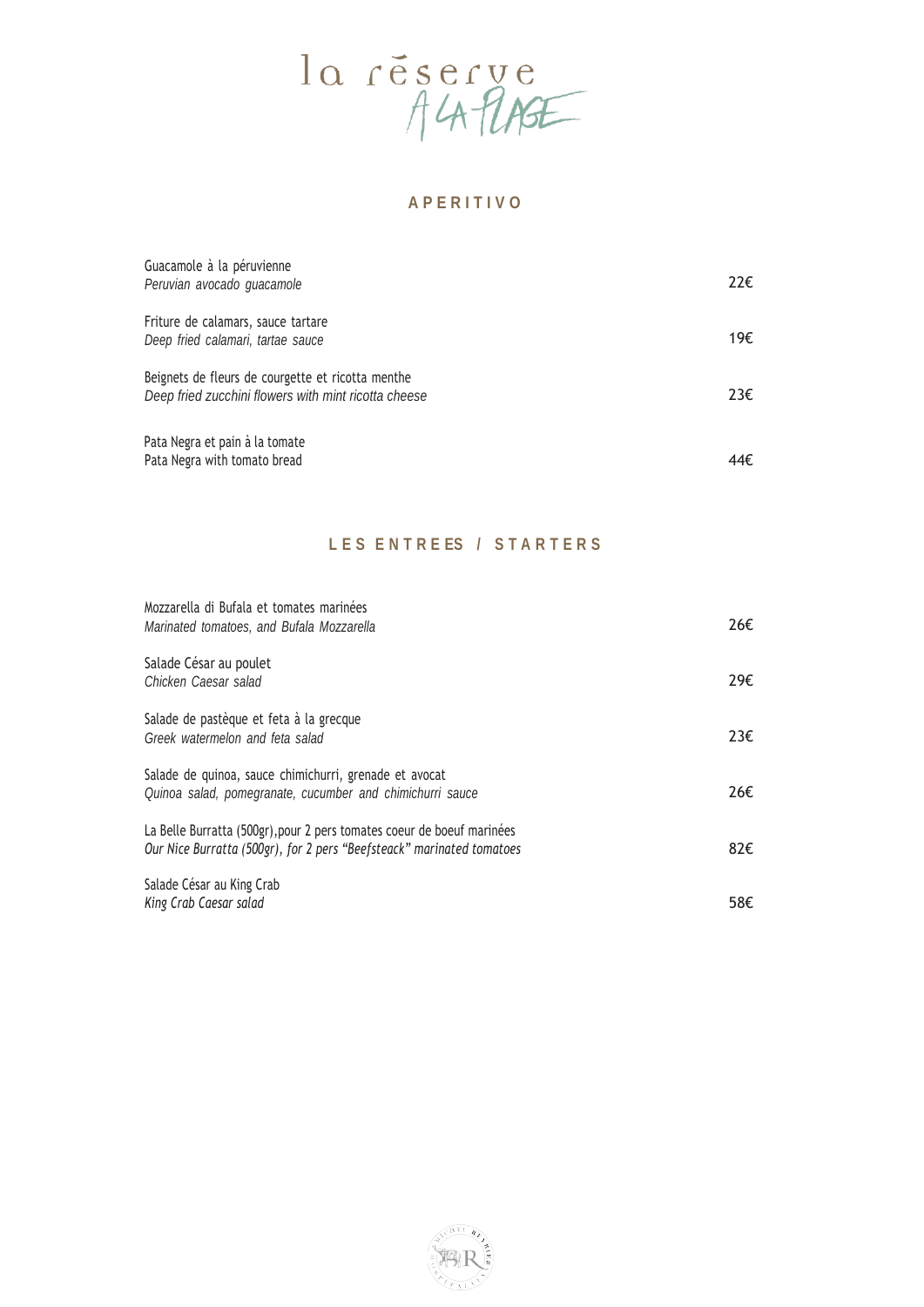# la réserve A LA PLAGE

## APERITIVO

Guacamole à la péruvienne
*Peruvian avocado guacamole* — 22€

Friture de calamars, sauce tartare
*Deep fried calamari, tartae sauce* — 19€

Beignets de fleurs de courgette et ricotta menthe
*Deep fried zucchini flowers with mint ricotta cheese* — 23€

Pata Negra et pain à la tomate
Pata Negra with tomato bread — 44€

## LES ENTREES / STARTERS

Mozzarella di Bufala et tomates marinées
*Marinated tomatoes, and Bufala Mozzarella* — 26€

Salade César au poulet
*Chicken Caesar salad* — 29€

Salade de pastèque et feta à la grecque
*Greek watermelon and feta salad* — 23€

Salade de quinoa, sauce chimichurri, grenade et avocat
*Quinoa salad, pomegranate, cucumber and chimichurri sauce* — 26€

La Belle Burratta (500gr),pour 2 pers tomates coeur de boeuf marinées
*Our Nice Burratta (500gr), for 2 pers "Beefsteack" marinated tomatoes* — 82€

Salade César au King Crab
*King Crab Caesar salad* — 58€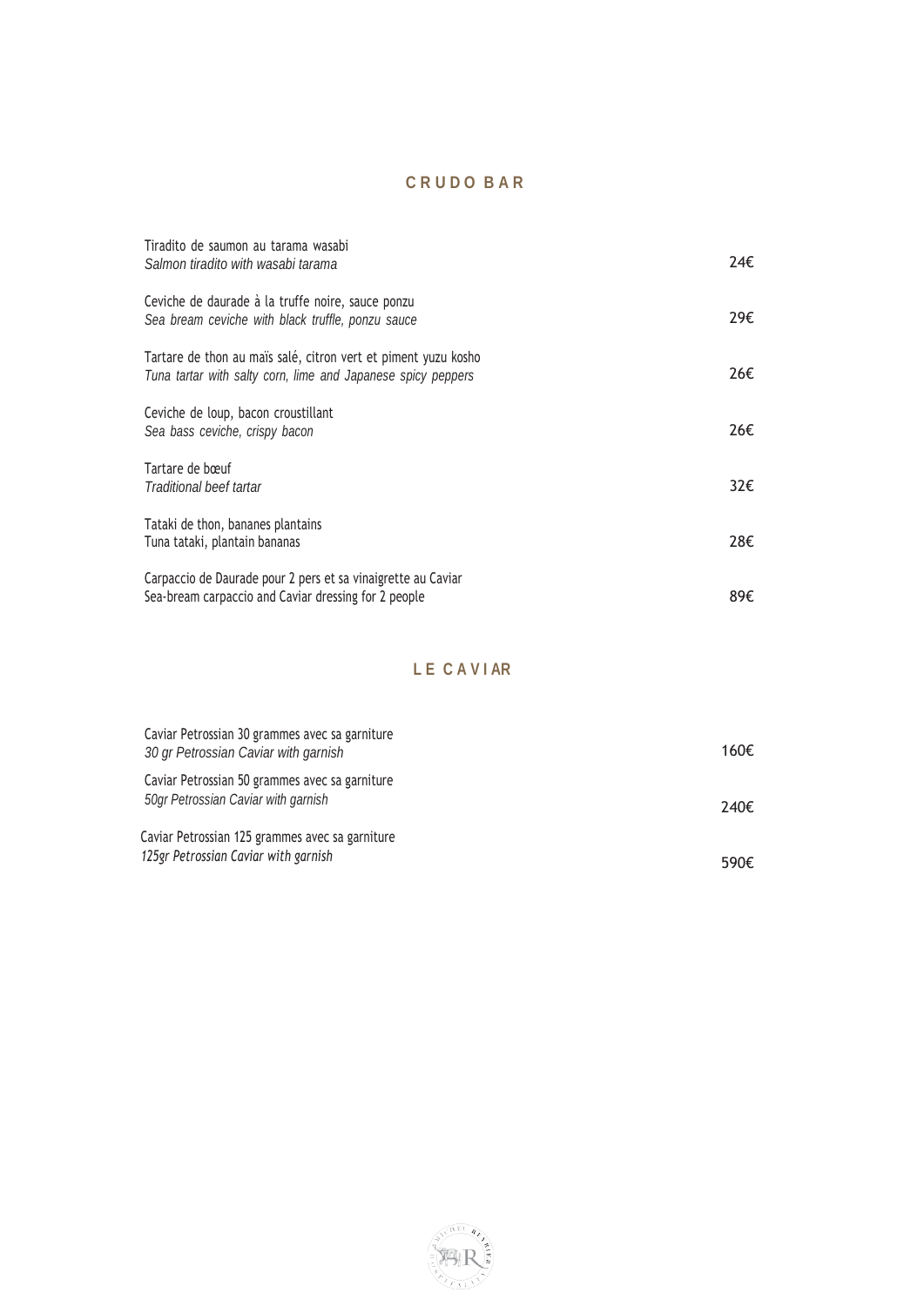## CRUDO BAR

Tiradito de saumon au tarama wasabi
*Salmon tiradito with wasabi tarama* — 24€

Ceviche de daurade à la truffe noire, sauce ponzu
*Sea bream ceviche with black truffle, ponzu sauce* — 29€

Tartare de thon au maïs salé, citron vert et piment yuzu kosho
*Tuna tartar with salty corn, lime and Japanese spicy peppers* — 26€

Ceviche de loup, bacon croustillant
*Sea bass ceviche, crispy bacon* — 26€

Tartare de bœuf
*Traditional beef tartar* — 32€

Tataki de thon, bananes plantains
Tuna tataki, plantain bananas — 28€

Carpaccio de Daurade pour 2 pers et sa vinaigrette au Caviar
Sea-bream carpaccio and Caviar dressing for 2 people — 89€

## LE CAVIAR

Caviar Petrossian 30 grammes avec sa garniture
*30 gr Petrossian Caviar with garnish* — 160€

Caviar Petrossian 50 grammes avec sa garniture
*50gr Petrossian Caviar with garnish* — 240€

Caviar Petrossian 125 grammes avec sa garniture
*125gr Petrossian Caviar with garnish* — 590€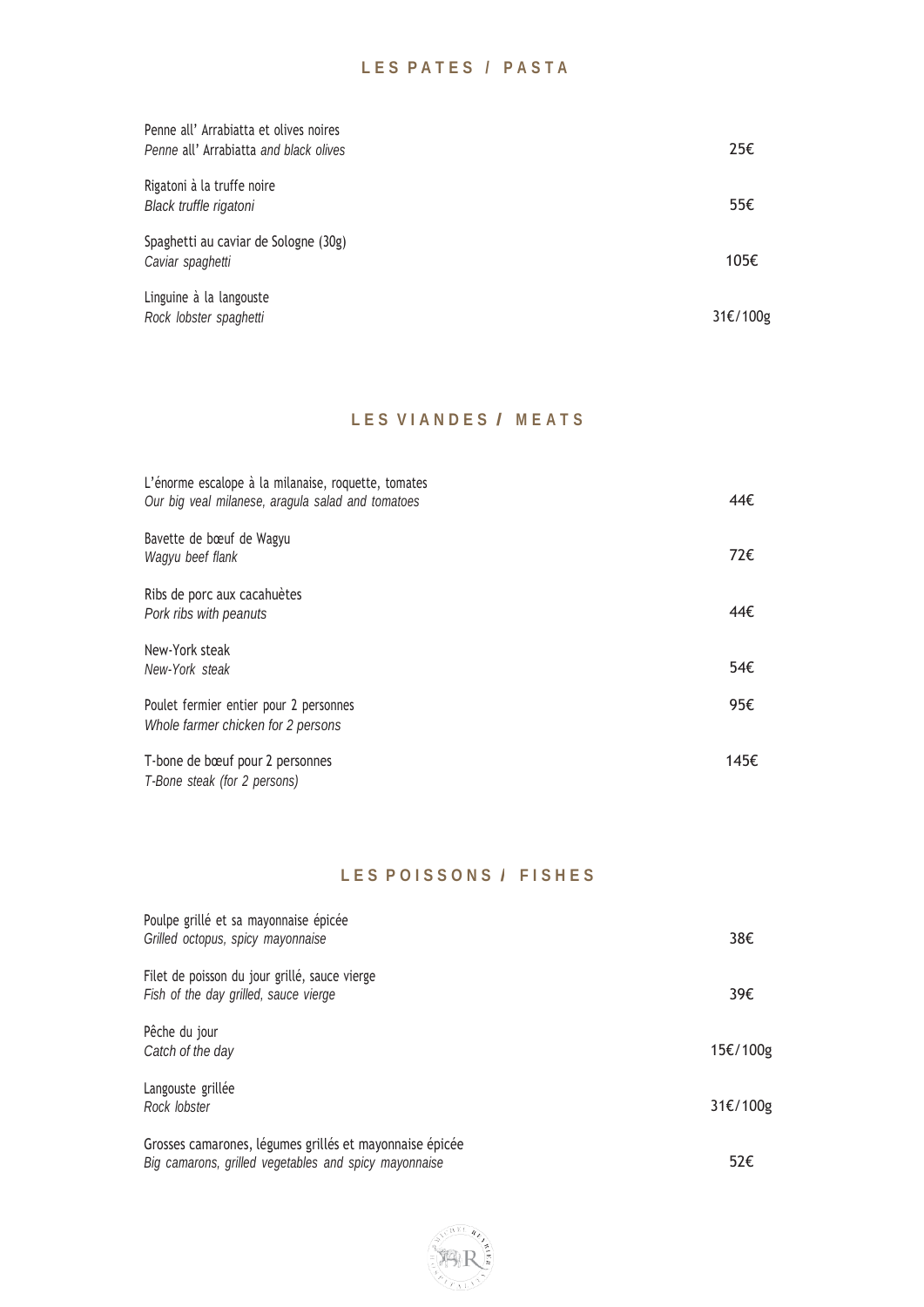## LES PATES / PASTA

| | |
|---|---|
| Penne all' Arrabiatta et olives noires<br>*Penne all' Arrabiatta and black olives* | 25€ |
| Rigatoni à la truffe noire<br>*Black truffle rigatoni* | 55€ |
| Spaghetti au caviar de Sologne (30g)<br>*Caviar spaghetti* | 105€ |
| Linguine à la langouste<br>*Rock lobster spaghetti* | 31€/100g |

## LES VIANDES / MEATS

| | |
|---|---|
| L'énorme escalope à la milanaise, roquette, tomates<br>*Our big veal milanese, aragula salad and tomatoes* | 44€ |
| Bavette de bœuf de Wagyu<br>*Wagyu beef flank* | 72€ |
| Ribs de porc aux cacahuètes<br>*Pork ribs with peanuts* | 44€ |
| New-York steak<br>*New-York steak* | 54€ |
| Poulet fermier entier pour 2 personnes<br>*Whole farmer chicken for 2 persons* | 95€ |
| T-bone de bœuf pour 2 personnes<br>*T-Bone steak (for 2 persons)* | 145€ |

## LES POISSONS / FISHES

| | |
|---|---|
| Poulpe grillé et sa mayonnaise épicée<br>*Grilled octopus, spicy mayonnaise* | 38€ |
| Filet de poisson du jour grillé, sauce vierge<br>*Fish of the day grilled, sauce vierge* | 39€ |
| Pêche du jour<br>*Catch of the day* | 15€/100g |
| Langouste grillée<br>*Rock lobster* | 31€/100g |
| Grosses camarones, légumes grillés et mayonnaise épicée<br>*Big camarons, grilled vegetables and spicy mayonnaise* | 52€ |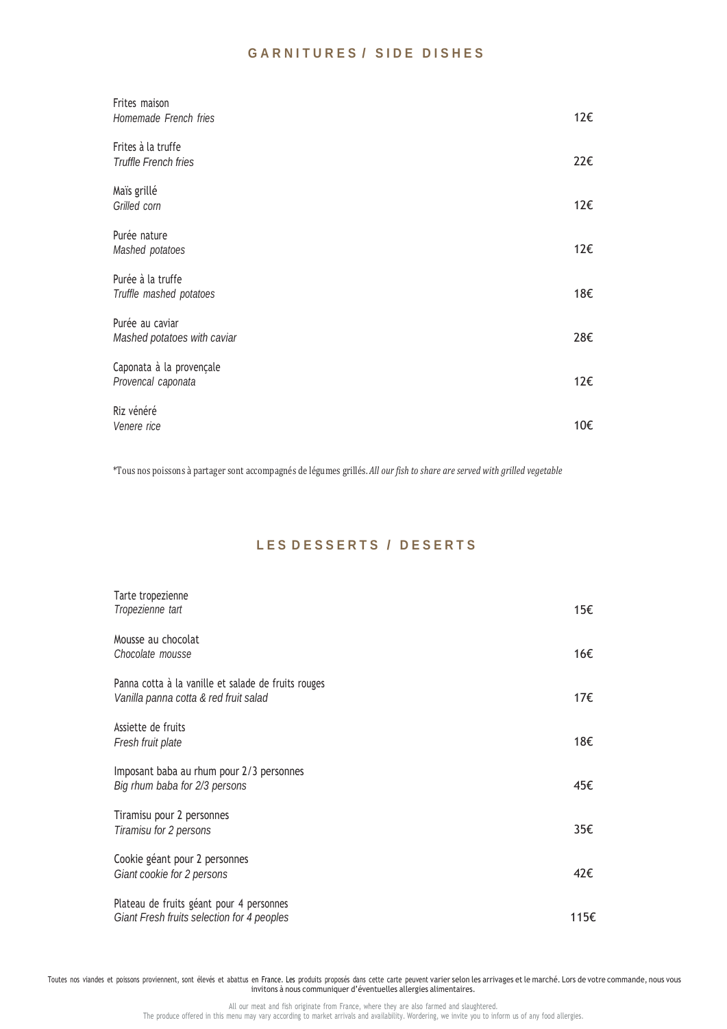## GARNITURES / SIDE DISHES

| | |
|---|---|
| Frites maison<br>*Homemade French fries* | 12€ |
| Frites à la truffe<br>*Truffle French fries* | 22€ |
| Maïs grillé<br>*Grilled corn* | 12€ |
| Purée nature<br>*Mashed potatoes* | 12€ |
| Purée à la truffe<br>*Truffle mashed potatoes* | 18€ |
| Purée au caviar<br>*Mashed potatoes with caviar* | 28€ |
| Caponata à la provençale<br>*Provencal caponata* | 12€ |
| Riz vénéré<br>*Venere rice* | 10€ |

*Tous nos poissons à partager sont accompagnés de légumes grillés. *All our fish to share are served with grilled vegetable*

## LES DESSERTS / DESERTS

| | |
|---|---|
| Tarte tropezienne<br>*Tropezienne tart* | 15€ |
| Mousse au chocolat<br>*Chocolate mousse* | 16€ |
| Panna cotta à la vanille et salade de fruits rouges<br>*Vanilla panna cotta & red fruit salad* | 17€ |
| Assiette de fruits<br>*Fresh fruit plate* | 18€ |
| Imposant baba au rhum pour 2/3 personnes<br>*Big rhum baba for 2/3 persons* | 45€ |
| Tiramisu pour 2 personnes<br>*Tiramisu for 2 persons* | 35€ |
| Cookie géant pour 2 personnes<br>*Giant cookie for 2 persons* | 42€ |
| Plateau de fruits géant pour 4 personnes<br>*Giant Fresh fruits selection for 4 peoples* | 115€ |

Toutes nos viandes et poissons proviennent, sont élevés et abattus en France. Les produits proposés dans cette carte peuvent varier selon les arrivages et le marché. Lors de votre commande, nous vous invitons à nous communiquer d'éventuelles allergies alimentaires.

All our meat and fish originate from France, where they are also farmed and slaughtered.
The produce offered in this menu may vary according to market arrivals and availability. Wordering, we invite you to inform us of any food allergies.